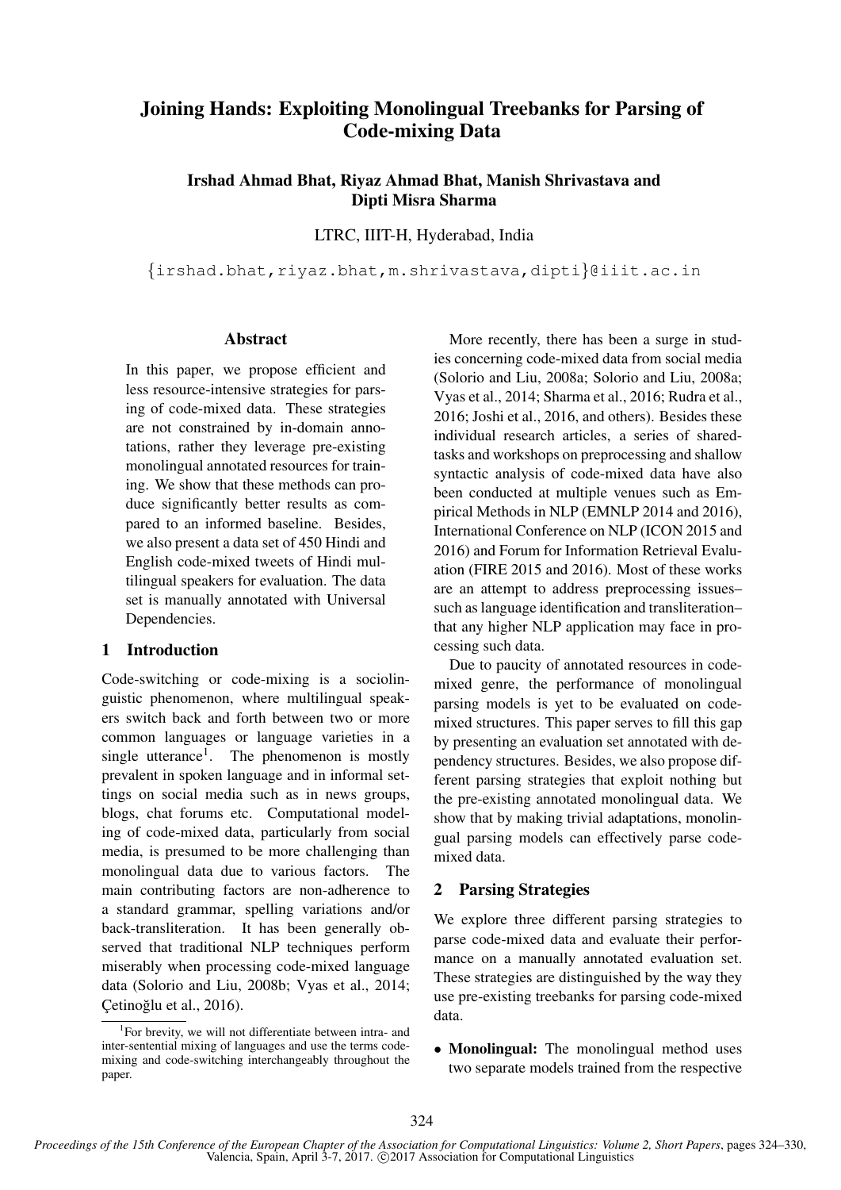# Joining Hands: Exploiting Monolingual Treebanks for Parsing of Code-mixing Data

**Irshad Ahmad Bhat, Riyaz Ahmad Bhat, Manish Shrivastava and Dipti Misra Sharma**

LTRC, IIIT-H, Hyderabad, India

{irshad.bhat,riyaz.bhat,m.shrivastava,dipti}@iiit.ac.in

## Abstract

In this paper, we propose efficient and less resource-intensive strategies for parsing of code-mixed data. These strategies are not constrained by in-domain annotations, rather they leverage pre-existing monolingual annotated resources for training. We show that these methods can produce significantly better results as compared to an informed baseline. Besides, we also present a data set of 450 Hindi and English code-mixed tweets of Hindi multilingual speakers for evaluation. The data set is manually annotated with Universal Dependencies.

## 1 Introduction

Code-switching or code-mixing is a sociolinguistic phenomenon, where multilingual speakers switch back and forth between two or more common languages or language varieties in a single utterance[1]. The phenomenon is mostly prevalent in spoken language and in informal settings on social media such as in news groups, blogs, chat forums etc. Computational modeling of code-mixed data, particularly from social media, is presumed to be more challenging than monolingual data due to various factors. The main contributing factors are non-adherence to a standard grammar, spelling variations and/or back-transliteration. It has been generally observed that traditional NLP techniques perform miserably when processing code-mixed language data (Solorio and Liu, 2008b; Vyas et al., 2014; Çetinoğlu et al., 2016).

[1]For brevity, we will not differentiate between intra- and inter-sentential mixing of languages and use the terms code-mixing and code-switching interchangeably throughout the paper.

More recently, there has been a surge in studies concerning code-mixed data from social media (Solorio and Liu, 2008a; Solorio and Liu, 2008a; Vyas et al., 2014; Sharma et al., 2016; Rudra et al., 2016; Joshi et al., 2016, and others). Besides these individual research articles, a series of shared-tasks and workshops on preprocessing and shallow syntactic analysis of code-mixed data have also been conducted at multiple venues such as Empirical Methods in NLP (EMNLP 2014 and 2016), International Conference on NLP (ICON 2015 and 2016) and Forum for Information Retrieval Evaluation (FIRE 2015 and 2016). Most of these works are an attempt to address preprocessing issues– such as language identification and transliteration– that any higher NLP application may face in processing such data.

Due to paucity of annotated resources in code-mixed genre, the performance of monolingual parsing models is yet to be evaluated on code-mixed structures. This paper serves to fill this gap by presenting an evaluation set annotated with dependency structures. Besides, we also propose different parsing strategies that exploit nothing but the pre-existing annotated monolingual data. We show that by making trivial adaptations, monolingual parsing models can effectively parse code-mixed data.

## 2 Parsing Strategies

We explore three different parsing strategies to parse code-mixed data and evaluate their performance on a manually annotated evaluation set. These strategies are distinguished by the way they use pre-existing treebanks for parsing code-mixed data.

- **Monolingual:** The monolingual method uses two separate models trained from the respective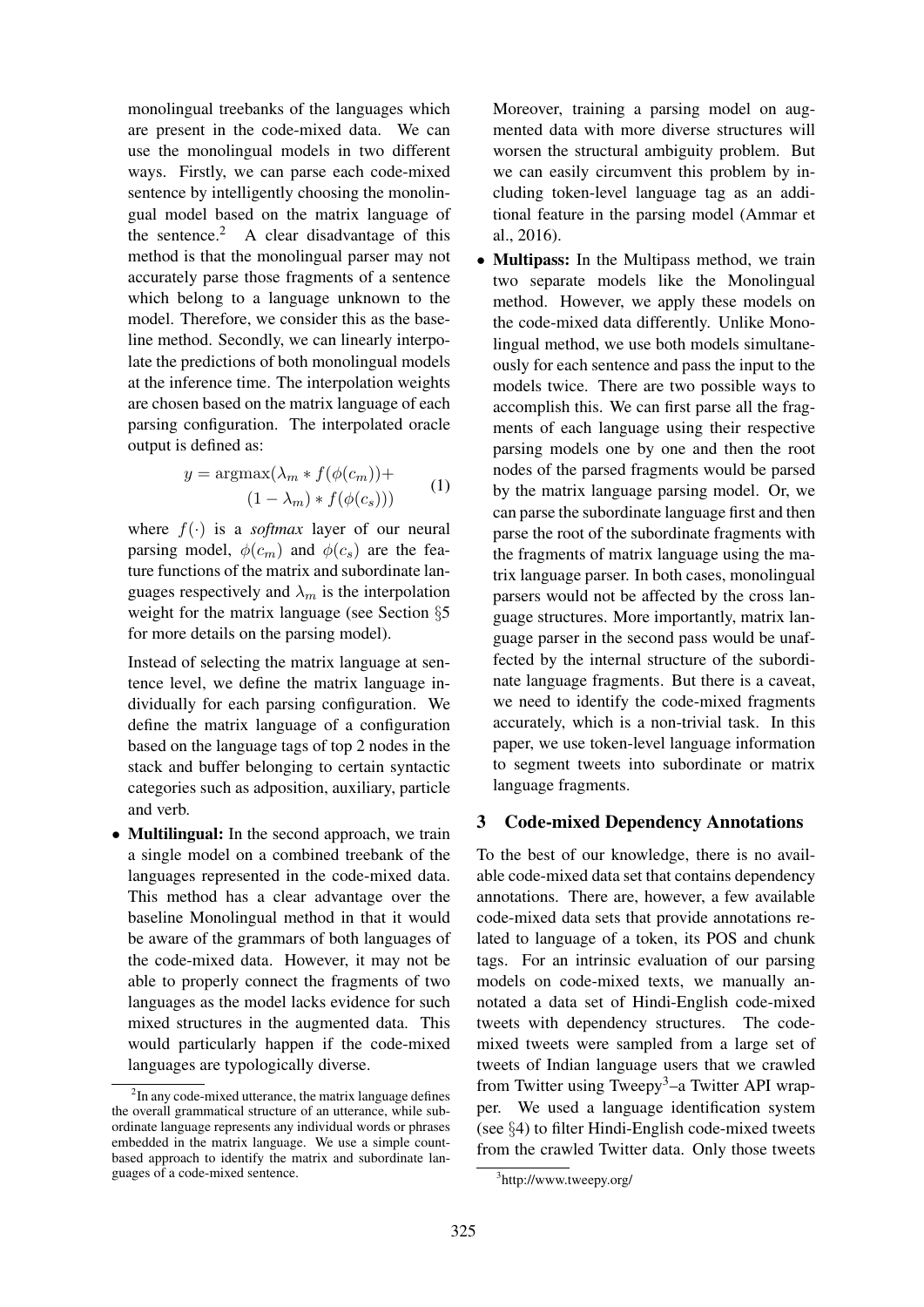monolingual treebanks of the languages which are present in the code-mixed data. We can use the monolingual models in two different ways. Firstly, we can parse each code-mixed sentence by intelligently choosing the monolingual model based on the matrix language of the sentence.[2] A clear disadvantage of this method is that the monolingual parser may not accurately parse those fragments of a sentence which belong to a language unknown to the model. Therefore, we consider this as the baseline method. Secondly, we can linearly interpolate the predictions of both monolingual models at the inference time. The interpolation weights are chosen based on the matrix language of each parsing configuration. The interpolated oracle output is defined as:

$$y = \text{argmax}(\lambda_m * f(\phi(c_m)) + (1 - \lambda_m) * f(\phi(c_s))) \quad (1)$$

where $f(\cdot)$ is a *softmax* layer of our neural parsing model, $\phi(c_m)$ and $\phi(c_s)$ are the feature functions of the matrix and subordinate languages respectively and $\lambda_m$ is the interpolation weight for the matrix language (see Section §5 for more details on the parsing model).

Instead of selecting the matrix language at sentence level, we define the matrix language individually for each parsing configuration. We define the matrix language of a configuration based on the language tags of top 2 nodes in the stack and buffer belonging to certain syntactic categories such as adposition, auxiliary, particle and verb.

- **Multilingual:** In the second approach, we train a single model on a combined treebank of the languages represented in the code-mixed data. This method has a clear advantage over the baseline Monolingual method in that it would be aware of the grammars of both languages of the code-mixed data. However, it may not be able to properly connect the fragments of two languages as the model lacks evidence for such mixed structures in the augmented data. This would particularly happen if the code-mixed languages are typologically diverse.

  Moreover, training a parsing model on augmented data with more diverse structures will worsen the structural ambiguity problem. But we can easily circumvent this problem by including token-level language tag as an additional feature in the parsing model (Ammar et al., 2016).

- **Multipass:** In the Multipass method, we train two separate models like the Monolingual method. However, we apply these models on the code-mixed data differently. Unlike Monolingual method, we use both models simultaneously for each sentence and pass the input to the models twice. There are two possible ways to accomplish this. We can first parse all the fragments of each language using their respective parsing models one by one and then the root nodes of the parsed fragments would be parsed by the matrix language parsing model. Or, we can parse the subordinate language first and then parse the root of the subordinate fragments with the fragments of matrix language using the matrix language parser. In both cases, monolingual parsers would not be affected by the cross language structures. More importantly, matrix language parser in the second pass would be unaffected by the internal structure of the subordinate language fragments. But there is a caveat, we need to identify the code-mixed fragments accurately, which is a non-trivial task. In this paper, we use token-level language information to segment tweets into subordinate or matrix language fragments.

## 3 Code-mixed Dependency Annotations

To the best of our knowledge, there is no available code-mixed data set that contains dependency annotations. There are, however, a few available code-mixed data sets that provide annotations related to language of a token, its POS and chunk tags. For an intrinsic evaluation of our parsing models on code-mixed texts, we manually annotated a data set of Hindi-English code-mixed tweets with dependency structures. The code-mixed tweets were sampled from a large set of tweets of Indian language users that we crawled from Twitter using Tweepy[3]–a Twitter API wrapper. We used a language identification system (see §4) to filter Hindi-English code-mixed tweets from the crawled Twitter data. Only those tweets

[2] In any code-mixed utterance, the matrix language defines the overall grammatical structure of an utterance, while subordinate language represents any individual words or phrases embedded in the matrix language. We use a simple count-based approach to identify the matrix and subordinate languages of a code-mixed sentence.

[3] http://www.tweepy.org/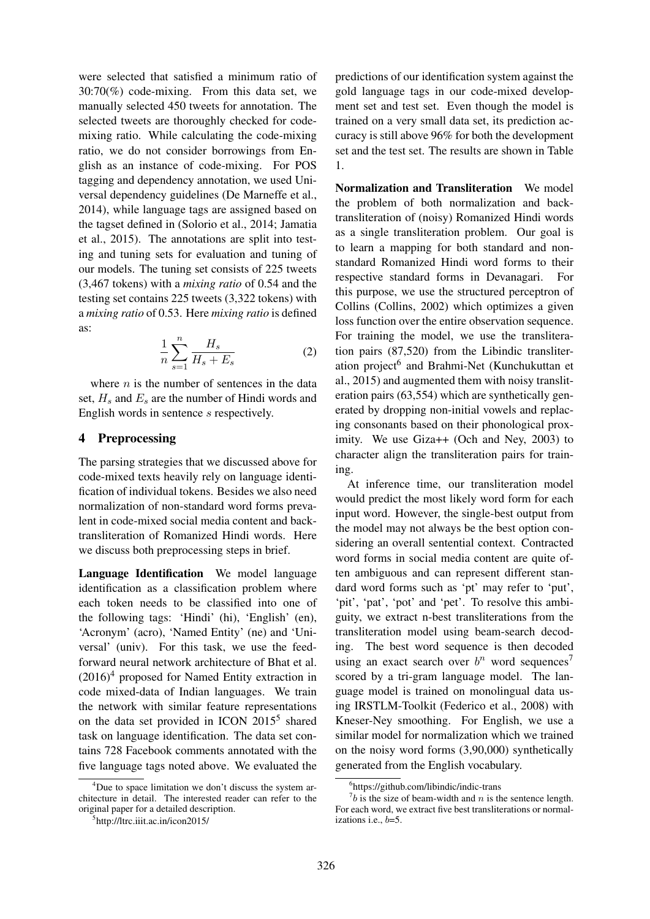were selected that satisfied a minimum ratio of 30:70(%) code-mixing. From this data set, we manually selected 450 tweets for annotation. The selected tweets are thoroughly checked for code-mixing ratio. While calculating the code-mixing ratio, we do not consider borrowings from English as an instance of code-mixing. For POS tagging and dependency annotation, we used Universal dependency guidelines (De Marneffe et al., 2014), while language tags are assigned based on the tagset defined in (Solorio et al., 2014; Jamatia et al., 2015). The annotations are split into testing and tuning sets for evaluation and tuning of our models. The tuning set consists of 225 tweets (3,467 tokens) with a *mixing ratio* of 0.54 and the testing set contains 225 tweets (3,322 tokens) with a *mixing ratio* of 0.53. Here *mixing ratio* is defined as:

$$\frac{1}{n}\sum_{s=1}^{n}\frac{H_s}{H_s + E_s} \tag{2}$$

where $n$ is the number of sentences in the data set, $H_s$ and $E_s$ are the number of Hindi words and English words in sentence $s$ respectively.

## 4 Preprocessing

The parsing strategies that we discussed above for code-mixed texts heavily rely on language identification of individual tokens. Besides we also need normalization of non-standard word forms prevalent in code-mixed social media content and back-transliteration of Romanized Hindi words. Here we discuss both preprocessing steps in brief.

**Language Identification** We model language identification as a classification problem where each token needs to be classified into one of the following tags: 'Hindi' (hi), 'English' (en), 'Acronym' (acro), 'Named Entity' (ne) and 'Universal' (univ). For this task, we use the feed-forward neural network architecture of Bhat et al. (2016)[4] proposed for Named Entity extraction in code mixed-data of Indian languages. We train the network with similar feature representations on the data set provided in ICON 2015[5] shared task on language identification. The data set contains 728 Facebook comments annotated with the five language tags noted above. We evaluated the predictions of our identification system against the gold language tags in our code-mixed development set and test set. Even though the model is trained on a very small data set, its prediction accuracy is still above 96% for both the development set and the test set. The results are shown in Table 1.

**Normalization and Transliteration** We model the problem of both normalization and back-transliteration of (noisy) Romanized Hindi words as a single transliteration problem. Our goal is to learn a mapping for both standard and non-standard Romanized Hindi word forms to their respective standard forms in Devanagari. For this purpose, we use the structured perceptron of Collins (Collins, 2002) which optimizes a given loss function over the entire observation sequence. For training the model, we use the transliteration pairs (87,520) from the Libindic transliteration project[6] and Brahmi-Net (Kunchukuttan et al., 2015) and augmented them with noisy transliteration pairs (63,554) which are synthetically generated by dropping non-initial vowels and replacing consonants based on their phonological proximity. We use Giza++ (Och and Ney, 2003) to character align the transliteration pairs for training.

At inference time, our transliteration model would predict the most likely word form for each input word. However, the single-best output from the model may not always be the best option considering an overall sentential context. Contracted word forms in social media content are quite often ambiguous and can represent different standard word forms such as 'pt' may refer to 'put', 'pit', 'pat', 'pot' and 'pet'. To resolve this ambiguity, we extract n-best transliterations from the transliteration model using beam-search decoding. The best word sequence is then decoded using an exact search over $b^n$ word sequences[7] scored by a tri-gram language model. The language model is trained on monolingual data using IRSTLM-Toolkit (Federico et al., 2008) with Kneser-Ney smoothing. For English, we use a similar model for normalization which we trained on the noisy word forms (3,90,000) synthetically generated from the English vocabulary.

---

[4] Due to space limitation we don't discuss the system architecture in detail. The interested reader can refer to the original paper for a detailed description.

[5] http://ltrc.iiit.ac.in/icon2015/

[6] https://github.com/libindic/indic-trans

[7] $b$ is the size of beam-width and $n$ is the sentence length. For each word, we extract five best transliterations or normalizations i.e., $b$=5.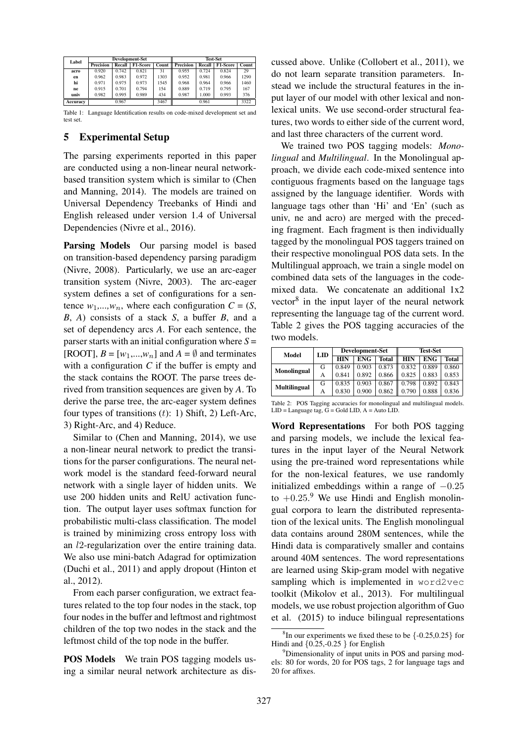| Label | Development-Set | | | | Test-Set | | | |
|---|---|---|---|---|---|---|---|---|
| | Precision | Recall | F1-Score | Count | Precision | Recall | F1-Score | Count |
| acro | 0.920 | 0.742 | 0.821 | 31 | 0.955 | 0.724 | 0.824 | 29 |
| en | 0.962 | 0.983 | 0.972 | 1303 | 0.952 | 0.981 | 0.966 | 1290 |
| hi | 0.971 | 0.975 | 0.973 | 1545 | 0.968 | 0.964 | 0.966 | 1460 |
| ne | 0.915 | 0.701 | 0.794 | 154 | 0.889 | 0.719 | 0.795 | 167 |
| univ | 0.982 | 0.995 | 0.989 | 434 | 0.987 | 1.000 | 0.993 | 376 |
| Accuracy | 0.967 | | | 3467 | 0.961 | | | 3322 |

Table 1: Language Identification results on code-mixed development set and test set.

## 5 Experimental Setup

The parsing experiments reported in this paper are conducted using a non-linear neural network-based transition system which is similar to (Chen and Manning, 2014). The models are trained on Universal Dependency Treebanks of Hindi and English released under version 1.4 of Universal Dependencies (Nivre et al., 2016).

**Parsing Models** Our parsing model is based on transition-based dependency parsing paradigm (Nivre, 2008). Particularly, we use an arc-eager transition system (Nivre, 2003). The arc-eager system defines a set of configurations for a sentence $w_1,...,w_n$, where each configuration $C = (S, B, A)$ consists of a stack $S$, a buffer $B$, and a set of dependency arcs $A$. For each sentence, the parser starts with an initial configuration where $S =$ [ROOT], $B = [w_1,...,w_n]$ and $A = \emptyset$ and terminates with a configuration $C$ if the buffer is empty and the stack contains the ROOT. The parse trees derived from transition sequences are given by $A$. To derive the parse tree, the arc-eager system defines four types of transitions ($t$): 1) Shift, 2) Left-Arc, 3) Right-Arc, and 4) Reduce.

Similar to (Chen and Manning, 2014), we use a non-linear neural network to predict the transitions for the parser configurations. The neural network model is the standard feed-forward neural network with a single layer of hidden units. We use 200 hidden units and RelU activation function. The output layer uses softmax function for probabilistic multi-class classification. The model is trained by minimizing cross entropy loss with an $l2$-regularization over the entire training data. We also use mini-batch Adagrad for optimization (Duchi et al., 2011) and apply dropout (Hinton et al., 2012).

From each parser configuration, we extract features related to the top four nodes in the stack, top four nodes in the buffer and leftmost and rightmost children of the top two nodes in the stack and the leftmost child of the top node in the buffer.

**POS Models** We train POS tagging models using a similar neural network architecture as discussed above. Unlike (Collobert et al., 2011), we do not learn separate transition parameters. Instead we include the structural features in the input layer of our model with other lexical and non-lexical units. We use second-order structural features, two words to either side of the current word, and last three characters of the current word.

We trained two POS tagging models: *Monolingual* and *Multilingual*. In the Monolingual approach, we divide each code-mixed sentence into contiguous fragments based on the language tags assigned by the language identifier. Words with language tags other than 'Hi' and 'En' (such as univ, ne and acro) are merged with the preceding fragment. Each fragment is then individually tagged by the monolingual POS taggers trained on their respective monolingual POS data sets. In the Multilingual approach, we train a single model on combined data sets of the languages in the code-mixed data. We concatenate an additional 1x2 vector[8] in the input layer of the neural network representing the language tag of the current word. Table 2 gives the POS tagging accuracies of the two models.

| Model | LID | Development-Set | | | Test-Set | | |
|---|---|---|---|---|---|---|---|
| | | HIN | ENG | Total | HIN | ENG | Total |
| Monolingual | G | 0.849 | 0.903 | 0.873 | 0.832 | 0.889 | 0.860 |
| | A | 0.841 | 0.892 | 0.866 | 0.825 | 0.883 | 0.853 |
| Multilingual | G | 0.835 | 0.903 | 0.867 | 0.798 | 0.892 | 0.843 |
| | A | 0.830 | 0.900 | 0.862 | 0.790 | 0.888 | 0.836 |

Table 2: POS Tagging accuracies for monolingual and multilingual models. LID = Language tag, G = Gold LID, A = Auto LID.

**Word Representations** For both POS tagging and parsing models, we include the lexical features in the input layer of the Neural Network using the pre-trained word representations while for the non-lexical features, we use randomly initialized embeddings within a range of $-0.25$ to $+0.25$.[9] We use Hindi and English monolingual corpora to learn the distributed representation of the lexical units. The English monolingual data contains around 280M sentences, while the Hindi data is comparatively smaller and contains around 40M sentences. The word representations are learned using Skip-gram model with negative sampling which is implemented in `word2vec` toolkit (Mikolov et al., 2013). For multilingual models, we use robust projection algorithm of Guo et al. (2015) to induce bilingual representations

[8] In our experiments we fixed these to be {-0.25,0.25} for Hindi and {0.25,-0.25 } for English

[9] Dimensionality of input units in POS and parsing models: 80 for words, 20 for POS tags, 2 for language tags and 20 for affixes.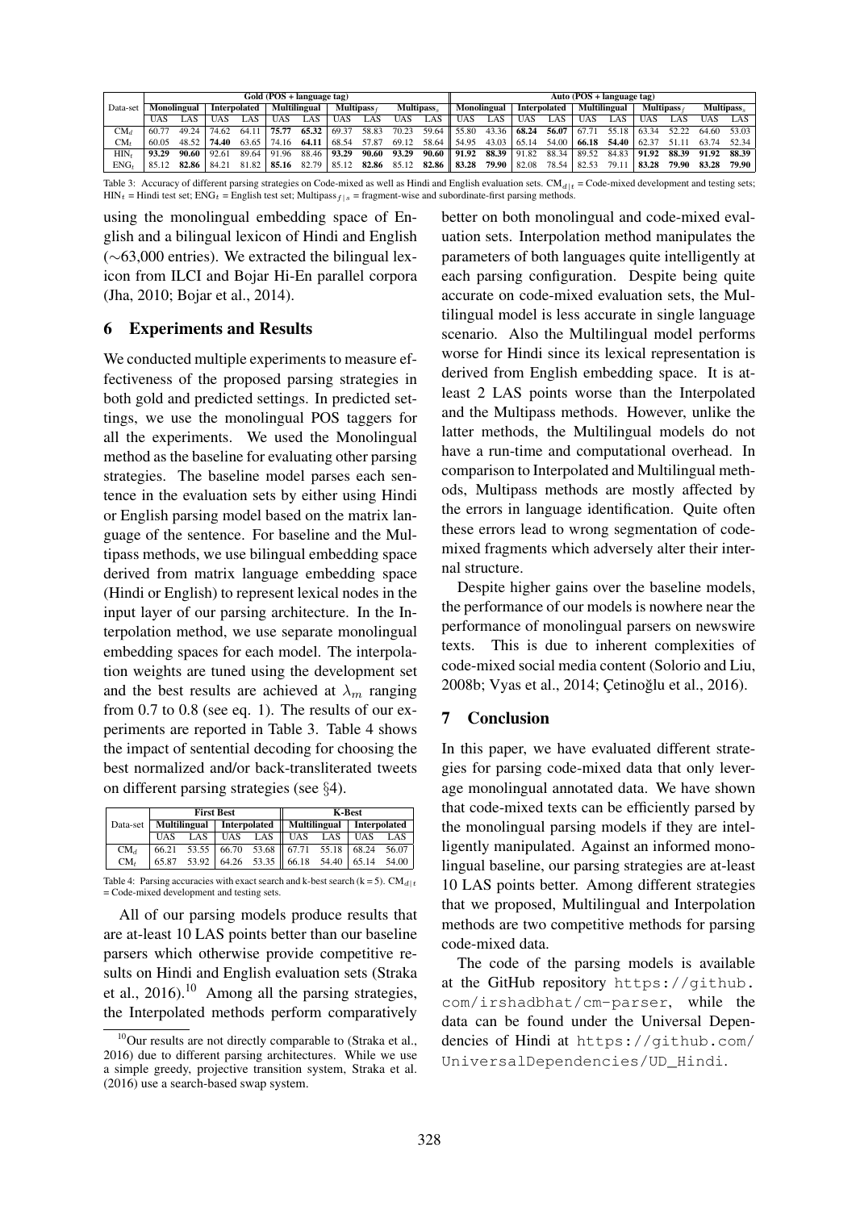| Data-set | Gold (POS + language tag) | | | | | | | | | | Auto (POS + language tag) | | | | | | | | | |
|---|---|---|---|---|---|---|---|---|---|---|---|---|---|---|---|---|---|---|---|---|
| | Monolingual | | Interpolated | | Multilingual | | Multipass$_f$ | | Multipass$_s$ | | Monolingual | | Interpolated | | Multilingual | | Multipass$_f$ | | Multipass$_s$ | |
| | UAS | LAS | UAS | LAS | UAS | LAS | UAS | LAS | UAS | LAS | UAS | LAS | UAS | LAS | UAS | LAS | UAS | LAS | UAS | LAS |
| CM$_d$ | 60.77 | 49.24 | 74.62 | 64.11 | **75.77** | **65.32** | 69.37 | 58.83 | 70.23 | 59.64 | 55.80 | 43.36 | **68.24** | **56.07** | 67.71 | 55.18 | 63.34 | 52.22 | 64.60 | 53.03 |
| CM$_t$ | 60.05 | 48.52 | **74.40** | 63.65 | 74.16 | **64.11** | 68.54 | 57.87 | 69.12 | 58.64 | 54.95 | 43.03 | 65.14 | 54.00 | **66.18** | **54.40** | 62.37 | 51.11 | 63.74 | 52.34 |
| HIN$_t$ | **93.29** | **90.60** | 92.61 | 89.64 | 91.96 | 88.46 | **93.29** | **90.60** | **93.29** | **90.60** | **91.92** | **88.39** | 91.82 | 88.34 | 89.52 | 84.83 | **91.92** | **88.39** | **91.92** | **88.39** |
| ENG$_t$ | 85.12 | **82.86** | 84.21 | 81.82 | **85.16** | 82.79 | 85.12 | **82.86** | 85.12 | **82.86** | **83.28** | **79.90** | 82.08 | 78.54 | 82.53 | 79.11 | **83.28** | **79.90** | **83.28** | **79.90** |

Table 3: Accuracy of different parsing strategies on Code-mixed as well as Hindi and English evaluation sets. CM$_{d|t}$ = Code-mixed development and testing sets; HIN$_t$ = Hindi test set; ENG$_t$ = English test set; Multipass$_{f|s}$ = fragment-wise and subordinate-first parsing methods.

using the monolingual embedding space of English and a bilingual lexicon of Hindi and English (~63,000 entries). We extracted the bilingual lexicon from ILCI and Bojar Hi-En parallel corpora (Jha, 2010; Bojar et al., 2014).

## 6 Experiments and Results

We conducted multiple experiments to measure effectiveness of the proposed parsing strategies in both gold and predicted settings. In predicted settings, we use the monolingual POS taggers for all the experiments. We used the Monolingual method as the baseline for evaluating other parsing strategies. The baseline model parses each sentence in the evaluation sets by either using Hindi or English parsing model based on the matrix language of the sentence. For baseline and the Multipass methods, we use bilingual embedding space derived from matrix language embedding space (Hindi or English) to represent lexical nodes in the input layer of our parsing architecture. In the Interpolation method, we use separate monolingual embedding spaces for each model. The interpolation weights are tuned using the development set and the best results are achieved at $\lambda_m$ ranging from 0.7 to 0.8 (see eq. 1). The results of our experiments are reported in Table 3. Table 4 shows the impact of sentential decoding for choosing the best normalized and/or back-transliterated tweets on different parsing strategies (see §4).

| Data-set | First Best | | | | K-Best | | | |
|---|---|---|---|---|---|---|---|---|
| | Multilingual | | Interpolated | | Multilingual | | Interpolated | |
| | UAS | LAS | UAS | LAS | UAS | LAS | UAS | LAS |
| CM$_d$ | 66.21 | 53.55 | 66.70 | 53.68 | 67.71 | 55.18 | 68.24 | 56.07 |
| CM$_t$ | 65.87 | 53.92 | 64.26 | 53.35 | 66.18 | 54.40 | 65.14 | 54.00 |

Table 4: Parsing accuracies with exact search and k-best search (k = 5). CM$_{d|t}$ = Code-mixed development and testing sets.

All of our parsing models produce results that are at-least 10 LAS points better than our baseline parsers which otherwise provide competitive results on Hindi and English evaluation sets (Straka et al., 2016).[10] Among all the parsing strategies, the Interpolated methods perform comparatively better on both monolingual and code-mixed evaluation sets. Interpolation method manipulates the parameters of both languages quite intelligently at each parsing configuration. Despite being quite accurate on code-mixed evaluation sets, the Multilingual model is less accurate in single language scenario. Also the Multilingual model performs worse for Hindi since its lexical representation is derived from English embedding space. It is at-least 2 LAS points worse than the Interpolated and the Multipass methods. However, unlike the latter methods, the Multilingual models do not have a run-time and computational overhead. In comparison to Interpolated and Multilingual methods, Multipass methods are mostly affected by the errors in language identification. Quite often these errors lead to wrong segmentation of code-mixed fragments which adversely alter their internal structure.

Despite higher gains over the baseline models, the performance of our models is nowhere near the performance of monolingual parsers on newswire texts. This is due to inherent complexities of code-mixed social media content (Solorio and Liu, 2008b; Vyas et al., 2014; Çetinoğlu et al., 2016).

## 7 Conclusion

In this paper, we have evaluated different strategies for parsing code-mixed data that only leverage monolingual annotated data. We have shown that code-mixed texts can be efficiently parsed by the monolingual parsing models if they are intelligently manipulated. Against an informed monolingual baseline, our parsing strategies are at-least 10 LAS points better. Among different strategies that we proposed, Multilingual and Interpolation methods are two competitive methods for parsing code-mixed data.

The code of the parsing models is available at the GitHub repository https://github.com/irshadbhat/cm-parser, while the data can be found under the Universal Dependencies of Hindi at https://github.com/UniversalDependencies/UD_Hindi.

[10] Our results are not directly comparable to (Straka et al., 2016) due to different parsing architectures. While we use a simple greedy, projective transition system, Straka et al. (2016) use a search-based swap system.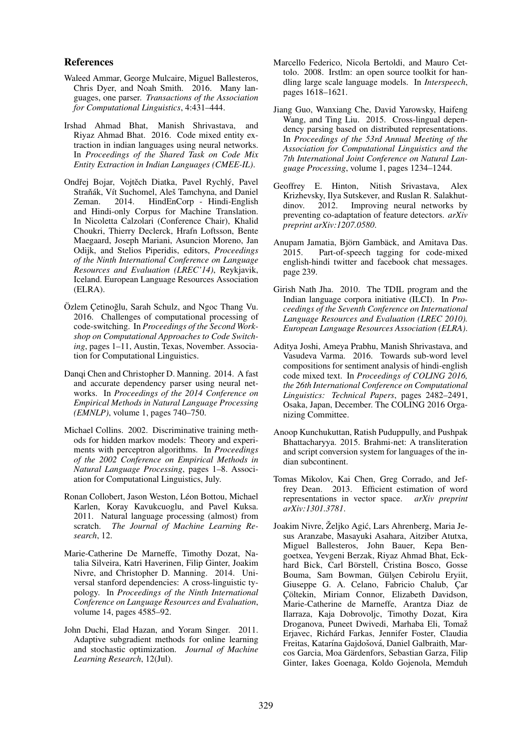## References

Waleed Ammar, George Mulcaire, Miguel Ballesteros, Chris Dyer, and Noah Smith. 2016. Many languages, one parser. *Transactions of the Association for Computational Linguistics*, 4:431–444.

Irshad Ahmad Bhat, Manish Shrivastava, and Riyaz Ahmad Bhat. 2016. Code mixed entity extraction in indian languages using neural networks. In *Proceedings of the Shared Task on Code Mix Entity Extraction in Indian Languages (CMEE-IL)*.

Ondřej Bojar, Vojtěch Diatka, Pavel Rychlý, Pavel Straňák, Vít Suchomel, Aleš Tamchyna, and Daniel Zeman. 2014. HindEnCorp - Hindi-English and Hindi-only Corpus for Machine Translation. In Nicoletta Calzolari (Conference Chair), Khalid Choukri, Thierry Declerck, Hrafn Loftsson, Bente Maegaard, Joseph Mariani, Asuncion Moreno, Jan Odijk, and Stelios Piperidis, editors, *Proceedings of the Ninth International Conference on Language Resources and Evaluation (LREC'14)*, Reykjavik, Iceland. European Language Resources Association (ELRA).

Özlem Çetinoğlu, Sarah Schulz, and Ngoc Thang Vu. 2016. Challenges of computational processing of code-switching. In *Proceedings of the Second Workshop on Computational Approaches to Code Switching*, pages 1–11, Austin, Texas, November. Association for Computational Linguistics.

Danqi Chen and Christopher D. Manning. 2014. A fast and accurate dependency parser using neural networks. In *Proceedings of the 2014 Conference on Empirical Methods in Natural Language Processing (EMNLP)*, volume 1, pages 740–750.

Michael Collins. 2002. Discriminative training methods for hidden markov models: Theory and experiments with perceptron algorithms. In *Proceedings of the 2002 Conference on Empirical Methods in Natural Language Processing*, pages 1–8. Association for Computational Linguistics, July.

Ronan Collobert, Jason Weston, Léon Bottou, Michael Karlen, Koray Kavukcuoglu, and Pavel Kuksa. 2011. Natural language processing (almost) from scratch. *The Journal of Machine Learning Research*, 12.

Marie-Catherine De Marneffe, Timothy Dozat, Natalia Silveira, Katri Haverinen, Filip Ginter, Joakim Nivre, and Christopher D. Manning. 2014. Universal stanford dependencies: A cross-linguistic typology. In *Proceedings of the Ninth International Conference on Language Resources and Evaluation*, volume 14, pages 4585–92.

John Duchi, Elad Hazan, and Yoram Singer. 2011. Adaptive subgradient methods for online learning and stochastic optimization. *Journal of Machine Learning Research*, 12(Jul).

Marcello Federico, Nicola Bertoldi, and Mauro Cettolo. 2008. Irstlm: an open source toolkit for handling large scale language models. In *Interspeech*, pages 1618–1621.

Jiang Guo, Wanxiang Che, David Yarowsky, Haifeng Wang, and Ting Liu. 2015. Cross-lingual dependency parsing based on distributed representations. In *Proceedings of the 53rd Annual Meeting of the Association for Computational Linguistics and the 7th International Joint Conference on Natural Language Processing*, volume 1, pages 1234–1244.

Geoffrey E. Hinton, Nitish Srivastava, Alex Krizhevsky, Ilya Sutskever, and Ruslan R. Salakhutdinov. 2012. Improving neural networks by preventing co-adaptation of feature detectors. *arXiv preprint arXiv:1207.0580*.

Anupam Jamatia, Björn Gambäck, and Amitava Das. 2015. Part-of-speech tagging for code-mixed english-hindi twitter and facebook chat messages. page 239.

Girish Nath Jha. 2010. The TDIL program and the Indian language corpora initiative (ILCI). In *Proceedings of the Seventh Conference on International Language Resources and Evaluation (LREC 2010). European Language Resources Association (ELRA)*.

Aditya Joshi, Ameya Prabhu, Manish Shrivastava, and Vasudeva Varma. 2016. Towards sub-word level compositions for sentiment analysis of hindi-english code mixed text. In *Proceedings of COLING 2016, the 26th International Conference on Computational Linguistics: Technical Papers*, pages 2482–2491, Osaka, Japan, December. The COLING 2016 Organizing Committee.

Anoop Kunchukuttan, Ratish Puduppully, and Pushpak Bhattacharyya. 2015. Brahmi-net: A transliteration and script conversion system for languages of the indian subcontinent.

Tomas Mikolov, Kai Chen, Greg Corrado, and Jeffrey Dean. 2013. Efficient estimation of word representations in vector space. *arXiv preprint arXiv:1301.3781*.

Joakim Nivre, Željko Agić, Lars Ahrenberg, Maria Jesus Aranzabe, Masayuki Asahara, Aitziber Atutxa, Miguel Ballesteros, John Bauer, Kepa Bengoetxea, Yevgeni Berzak, Riyaz Ahmad Bhat, Eckhard Bick, Carl Börstell, Cristina Bosco, Gosse Bouma, Sam Bowman, Gülşen Cebirolu Eryiit, Giuseppe G. A. Celano, Fabricio Chalub, Çar Çöltekin, Miriam Connor, Elizabeth Davidson, Marie-Catherine de Marneffe, Arantza Diaz de Ilarraza, Kaja Dobrovoljc, Timothy Dozat, Kira Droganova, Puneet Dwivedi, Marhaba Eli, Tomaž Erjavec, Richárd Farkas, Jennifer Foster, Claudia Freitas, Katarína Gajdošová, Daniel Galbraith, Marcos Garcia, Moa Gärdenfors, Sebastian Garza, Filip Ginter, Iakes Goenaga, Koldo Gojenola, Memduh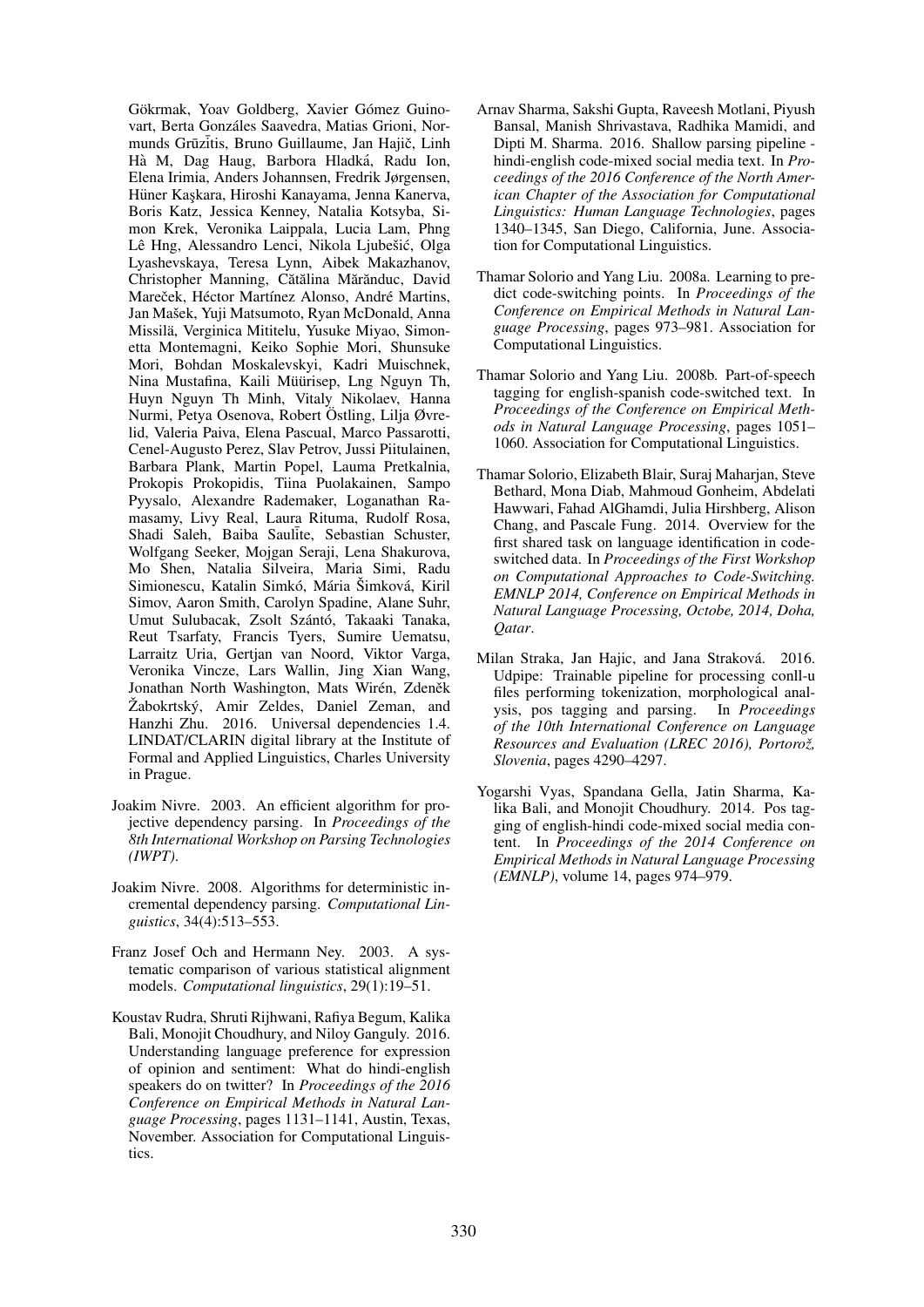Gökrmak, Yoav Goldberg, Xavier Gómez Guinovart, Berta Gonzáles Saavedra, Matias Grioni, Normunds Grūzītis, Bruno Guillaume, Jan Hajič, Linh Hà M, Dag Haug, Barbora Hladká, Radu Ion, Elena Irimia, Anders Johannsen, Fredrik Jørgensen, Hüner Kaşkara, Hiroshi Kanayama, Jenna Kanerva, Boris Katz, Jessica Kenney, Natalia Kotsyba, Simon Krek, Veronika Laippala, Lucia Lam, Phng Lê Hng, Alessandro Lenci, Nikola Ljubešić, Olga Lyashevskaya, Teresa Lynn, Aibek Makazhanov, Christopher Manning, Cătălina Mărănduc, David Mareček, Héctor Martínez Alonso, André Martins, Jan Mašek, Yuji Matsumoto, Ryan McDonald, Anna Missilä, Verginica Mititelu, Yusuke Miyao, Simonetta Montemagni, Keiko Sophie Mori, Shunsuke Mori, Bohdan Moskalevskyi, Kadri Muischnek, Nina Mustafina, Kaili Müürisep, Lng Nguyn Th, Huyn Nguyn Th Minh, Vitaly Nikolaev, Hanna Nurmi, Petya Osenova, Robert Östling, Lilja Øvrelid, Valeria Paiva, Elena Pascual, Marco Passarotti, Cenel-Augusto Perez, Slav Petrov, Jussi Piitulainen, Barbara Plank, Martin Popel, Lauma Pretkalnia, Prokopis Prokopidis, Tiina Puolakainen, Sampo Pyysalo, Alexandre Rademaker, Loganathan Ramasamy, Livy Real, Laura Rituma, Rudolf Rosa, Shadi Saleh, Baiba Saulīte, Sebastian Schuster, Wolfgang Seeker, Mojgan Seraji, Lena Shakurova, Mo Shen, Natalia Silveira, Maria Simi, Radu Simionescu, Katalin Simkó, Mária Šimková, Kiril Simov, Aaron Smith, Carolyn Spadine, Alane Suhr, Umut Sulubacak, Zsolt Szántó, Takaaki Tanaka, Reut Tsarfaty, Francis Tyers, Sumire Uematsu, Larraitz Uria, Gertjan van Noord, Viktor Varga, Veronika Vincze, Lars Wallin, Jing Xian Wang, Jonathan North Washington, Mats Wirén, Zdeněk Žabokrtský, Amir Zeldes, Daniel Zeman, and Hanzhi Zhu. 2016. Universal dependencies 1.4. LINDAT/CLARIN digital library at the Institute of Formal and Applied Linguistics, Charles University in Prague.

Joakim Nivre. 2003. An efficient algorithm for projective dependency parsing. In *Proceedings of the 8th International Workshop on Parsing Technologies (IWPT)*.

Joakim Nivre. 2008. Algorithms for deterministic incremental dependency parsing. *Computational Linguistics*, 34(4):513–553.

Franz Josef Och and Hermann Ney. 2003. A systematic comparison of various statistical alignment models. *Computational linguistics*, 29(1):19–51.

Koustav Rudra, Shruti Rijhwani, Rafiya Begum, Kalika Bali, Monojit Choudhury, and Niloy Ganguly. 2016. Understanding language preference for expression of opinion and sentiment: What do hindi-english speakers do on twitter? In *Proceedings of the 2016 Conference on Empirical Methods in Natural Language Processing*, pages 1131–1141, Austin, Texas, November. Association for Computational Linguistics.

Arnav Sharma, Sakshi Gupta, Raveesh Motlani, Piyush Bansal, Manish Shrivastava, Radhika Mamidi, and Dipti M. Sharma. 2016. Shallow parsing pipeline - hindi-english code-mixed social media text. In *Proceedings of the 2016 Conference of the North American Chapter of the Association for Computational Linguistics: Human Language Technologies*, pages 1340–1345, San Diego, California, June. Association for Computational Linguistics.

Thamar Solorio and Yang Liu. 2008a. Learning to predict code-switching points. In *Proceedings of the Conference on Empirical Methods in Natural Language Processing*, pages 973–981. Association for Computational Linguistics.

Thamar Solorio and Yang Liu. 2008b. Part-of-speech tagging for english-spanish code-switched text. In *Proceedings of the Conference on Empirical Methods in Natural Language Processing*, pages 1051–1060. Association for Computational Linguistics.

Thamar Solorio, Elizabeth Blair, Suraj Maharjan, Steve Bethard, Mona Diab, Mahmoud Gonheim, Abdelati Hawwari, Fahad AlGhamdi, Julia Hirshberg, Alison Chang, and Pascale Fung. 2014. Overview for the first shared task on language identification in code-switched data. In *Proceedings of the First Workshop on Computational Approaches to Code-Switching. EMNLP 2014, Conference on Empirical Methods in Natural Language Processing, Octobe, 2014, Doha, Qatar*.

Milan Straka, Jan Hajic, and Jana Straková. 2016. Udpipe: Trainable pipeline for processing conll-u files performing tokenization, morphological analysis, pos tagging and parsing. In *Proceedings of the 10th International Conference on Language Resources and Evaluation (LREC 2016), Portorož, Slovenia*, pages 4290–4297.

Yogarshi Vyas, Spandana Gella, Jatin Sharma, Kalika Bali, and Monojit Choudhury. 2014. Pos tagging of english-hindi code-mixed social media content. In *Proceedings of the 2014 Conference on Empirical Methods in Natural Language Processing (EMNLP)*, volume 14, pages 974–979.